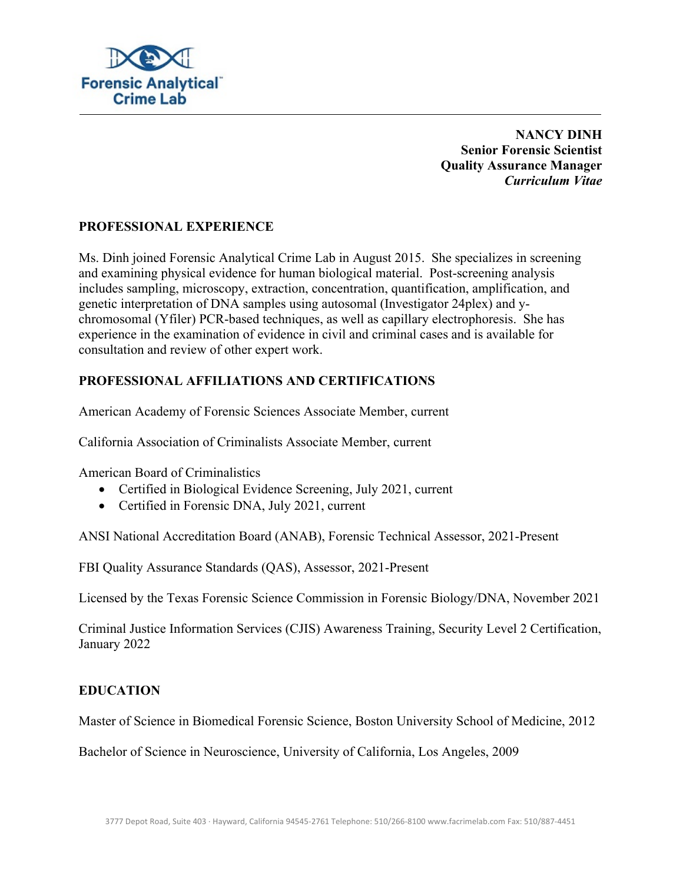Forensic Analytical™ Crime Lab

**NANCY DINH**
**Senior Forensic Scientist**
**Quality Assurance Manager**
***Curriculum Vitae***

## PROFESSIONAL EXPERIENCE

Ms. Dinh joined Forensic Analytical Crime Lab in August 2015. She specializes in screening and examining physical evidence for human biological material. Post-screening analysis includes sampling, microscopy, extraction, concentration, quantification, amplification, and genetic interpretation of DNA samples using autosomal (Investigator 24plex) and y-chromosomal (Yfiler) PCR-based techniques, as well as capillary electrophoresis. She has experience in the examination of evidence in civil and criminal cases and is available for consultation and review of other expert work.

## PROFESSIONAL AFFILIATIONS AND CERTIFICATIONS

American Academy of Forensic Sciences Associate Member, current

California Association of Criminalists Associate Member, current

American Board of Criminalistics

- Certified in Biological Evidence Screening, July 2021, current
- Certified in Forensic DNA, July 2021, current

ANSI National Accreditation Board (ANAB), Forensic Technical Assessor, 2021-Present

FBI Quality Assurance Standards (QAS), Assessor, 2021-Present

Licensed by the Texas Forensic Science Commission in Forensic Biology/DNA, November 2021

Criminal Justice Information Services (CJIS) Awareness Training, Security Level 2 Certification, January 2022

## EDUCATION

Master of Science in Biomedical Forensic Science, Boston University School of Medicine, 2012

Bachelor of Science in Neuroscience, University of California, Los Angeles, 2009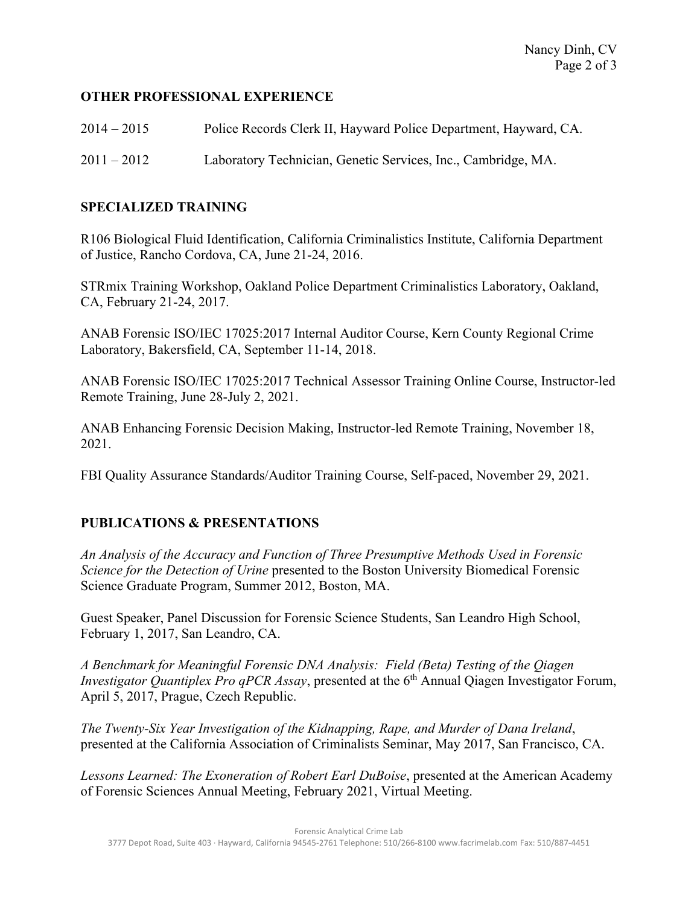## OTHER PROFESSIONAL EXPERIENCE

2014 – 2015 Police Records Clerk II, Hayward Police Department, Hayward, CA.

2011 – 2012 Laboratory Technician, Genetic Services, Inc., Cambridge, MA.

## SPECIALIZED TRAINING

R106 Biological Fluid Identification, California Criminalistics Institute, California Department of Justice, Rancho Cordova, CA, June 21-24, 2016.

STRmix Training Workshop, Oakland Police Department Criminalistics Laboratory, Oakland, CA, February 21-24, 2017.

ANAB Forensic ISO/IEC 17025:2017 Internal Auditor Course, Kern County Regional Crime Laboratory, Bakersfield, CA, September 11-14, 2018.

ANAB Forensic ISO/IEC 17025:2017 Technical Assessor Training Online Course, Instructor-led Remote Training, June 28-July 2, 2021.

ANAB Enhancing Forensic Decision Making, Instructor-led Remote Training, November 18, 2021.

FBI Quality Assurance Standards/Auditor Training Course, Self-paced, November 29, 2021.

## PUBLICATIONS & PRESENTATIONS

*An Analysis of the Accuracy and Function of Three Presumptive Methods Used in Forensic Science for the Detection of Urine* presented to the Boston University Biomedical Forensic Science Graduate Program, Summer 2012, Boston, MA.

Guest Speaker, Panel Discussion for Forensic Science Students, San Leandro High School, February 1, 2017, San Leandro, CA.

*A Benchmark for Meaningful Forensic DNA Analysis: Field (Beta) Testing of the Qiagen Investigator Quantiplex Pro qPCR Assay*, presented at the 6th Annual Qiagen Investigator Forum, April 5, 2017, Prague, Czech Republic.

*The Twenty-Six Year Investigation of the Kidnapping, Rape, and Murder of Dana Ireland*, presented at the California Association of Criminalists Seminar, May 2017, San Francisco, CA.

*Lessons Learned: The Exoneration of Robert Earl DuBoise*, presented at the American Academy of Forensic Sciences Annual Meeting, February 2021, Virtual Meeting.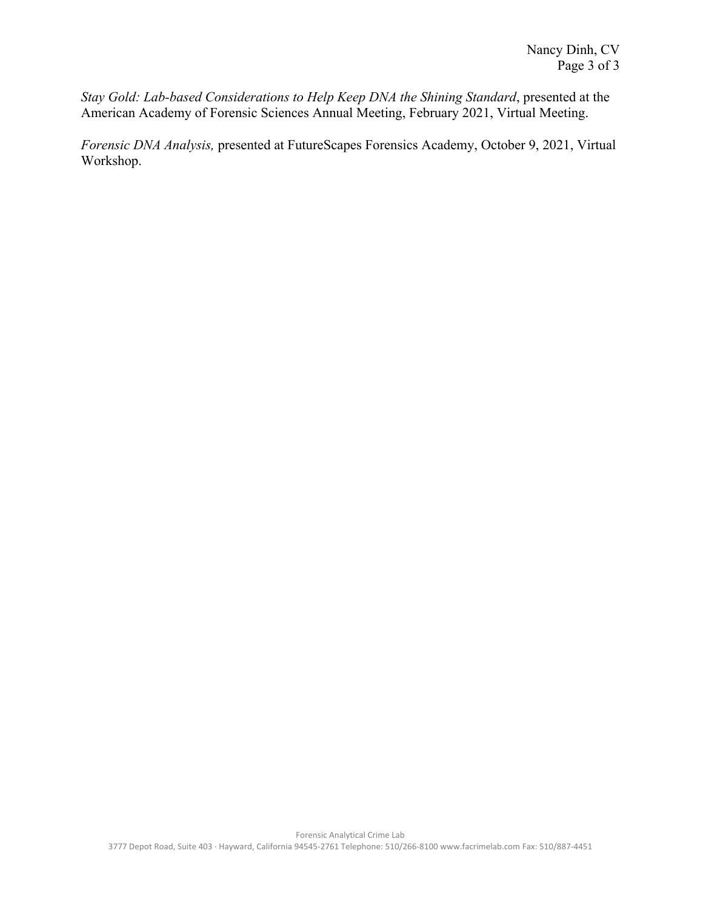*Stay Gold: Lab-based Considerations to Help Keep DNA the Shining Standard*, presented at the American Academy of Forensic Sciences Annual Meeting, February 2021, Virtual Meeting.

*Forensic DNA Analysis,* presented at FutureScapes Forensics Academy, October 9, 2021, Virtual Workshop.